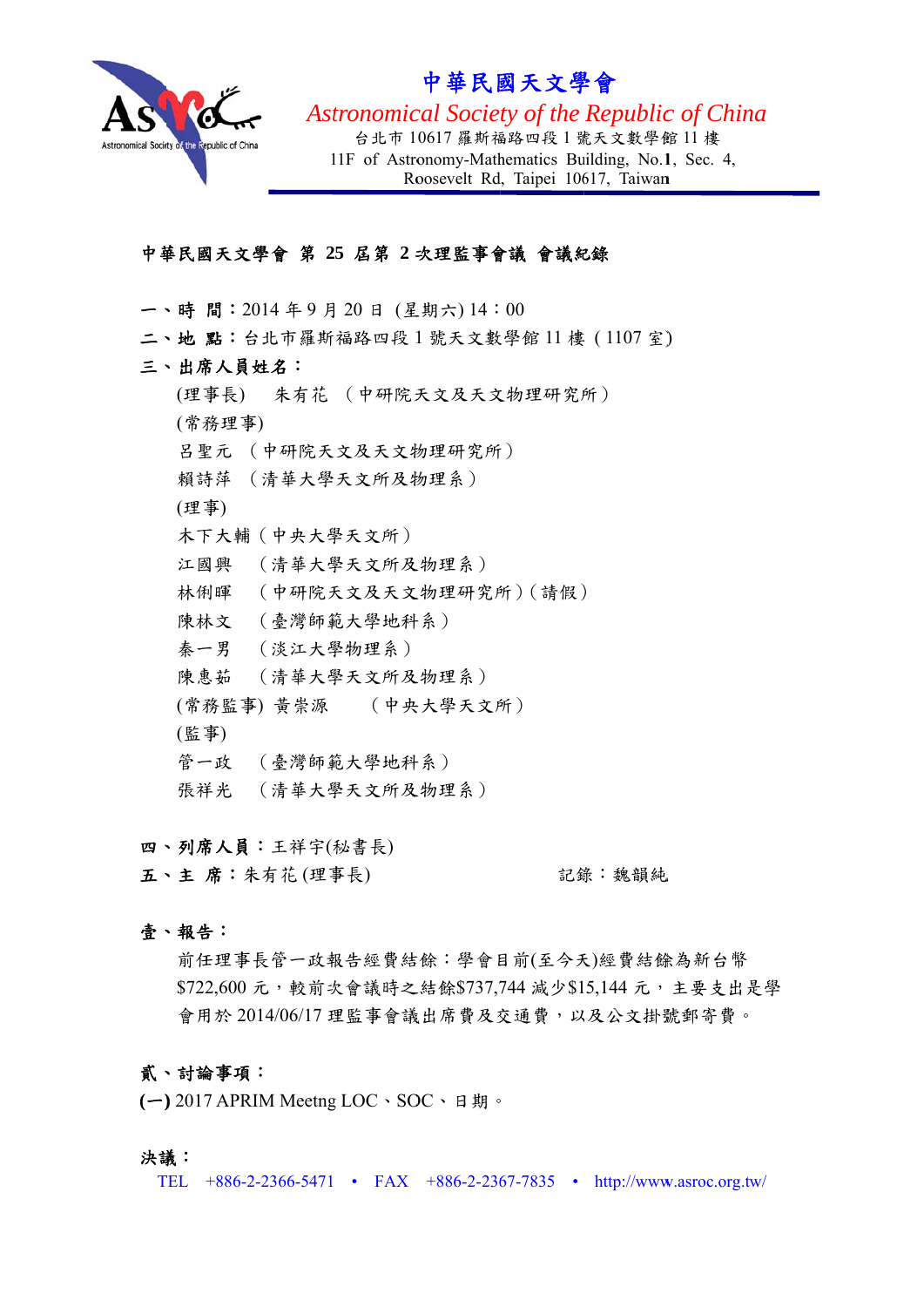# 中華民國天文學會

*Astronomical Society of the Republic of China*

台北市 10617 羅斯福路四段 1 號天文數學館 11 樓
11F of Astronomy-Mathematics Building, No.1, Sec. 4, Roosevelt Rd, Taipei 10617, Taiwan

## 中華民國天文學會 第 25 屆第 2 次理監事會議 會議紀錄

**一、時 間**：2014 年 9 月 20 日 (星期六) 14：00

**二、地 點**：台北市羅斯福路四段 1 號天文數學館 11 樓 ( 1107 室)

**三、出席人員姓名**：

(理事長) 朱有花 （中研院天文及天文物理研究所）

(常務理事)

呂聖元 （中研院天文及天文物理研究所）

賴詩萍 （清華大學天文所及物理系）

(理事)

木下大輔（中央大學天文所）

江國興 （清華大學天文所及物理系）

林俐暉 （中研院天文及天文物理研究所）(請假)

陳林文 （臺灣師範大學地科系）

秦一男 （淡江大學物理系）

陳惠茹 （清華大學天文所及物理系）

(常務監事) 黃崇源 （中央大學天文所）

(監事)

管一政 （臺灣師範大學地科系）

張祥光 （清華大學天文所及物理系）

**四、列席人員**：王祥宇(秘書長)

**五、主 席**：朱有花 (理事長)　　　記錄：魏韻純

**壹、報告**：

前任理事長管一政報告經費結餘：學會目前(至今天)經費結餘為新台幣 $722,600 元，較前次會議時之結餘$737,744 減少$15,144 元，主要支出是學會用於 2014/06/17 理監事會議出席費及交通費，以及公文掛號郵寄費。

**貳、討論事項**：

**(一)** 2017 APRIM Meetng LOC、SOC、日期。

**決議**：

TEL +886-2-2366-5471 • FAX +886-2-2367-7835 • http://www.asroc.org.tw/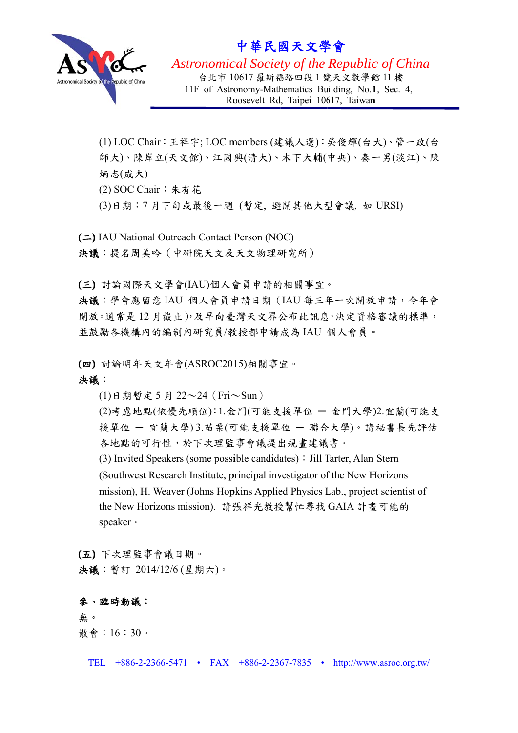(1) LOC Chair：王祥宇; LOC members (建議人選)：吳俊輝(台大)、管一政(台師大)、陳岸立(天文館)、江國興(清大)、木下大輔(中央)、秦一男(淡江)、陳炳志(成大)

(2) SOC Chair：朱有花

(3)日期：7 月下旬或最後一週 (暫定, 避開其他大型會議, 如 URSI)

**(二)** IAU National Outreach Contact Person (NOC)

**決議**：提名周美吟（中研院天文及天文物理研究所）

**(三)** 討論國際天文學會(IAU)個人會員申請的相關事宜。

**決議**：學會應留意 IAU 個人會員申請日期（IAU 每三年一次開放申請，今年會開放。通常是 12 月截止)，及早向臺灣天文界公布此訊息，決定資格審議的標準，並鼓勵各機構內的編制內研究員/教授都申請成為 IAU 個人會員。

**(四)** 討論明年天文年會(ASROC2015)相關事宜。

**決議**：

(1)日期暫定 5 月 22～24（Fri～Sun）

(2)考慮地點(依優先順位)：1.金門(可能支援單位 — 金門大學)2.宜蘭(可能支援單位 — 宜蘭大學) 3.苗栗(可能支援單位 — 聯合大學)。請祕書長先評估各地點的可行性，於下次理監事會議提出規畫建議書。

(3) Invited Speakers (some possible candidates)：Jill Tarter, Alan Stern (Southwest Research Institute, principal investigator of the New Horizons mission), H. Weaver (Johns Hopkins Applied Physics Lab., project scientist of the New Horizons mission). 請張祥光教授幫忙尋找 GAIA 計畫可能的 speaker。

**(五)** 下次理監事會議日期。

**決議**：暫訂 2014/12/6 (星期六)。

**參、臨時動議：**

無。

散會：16：30。